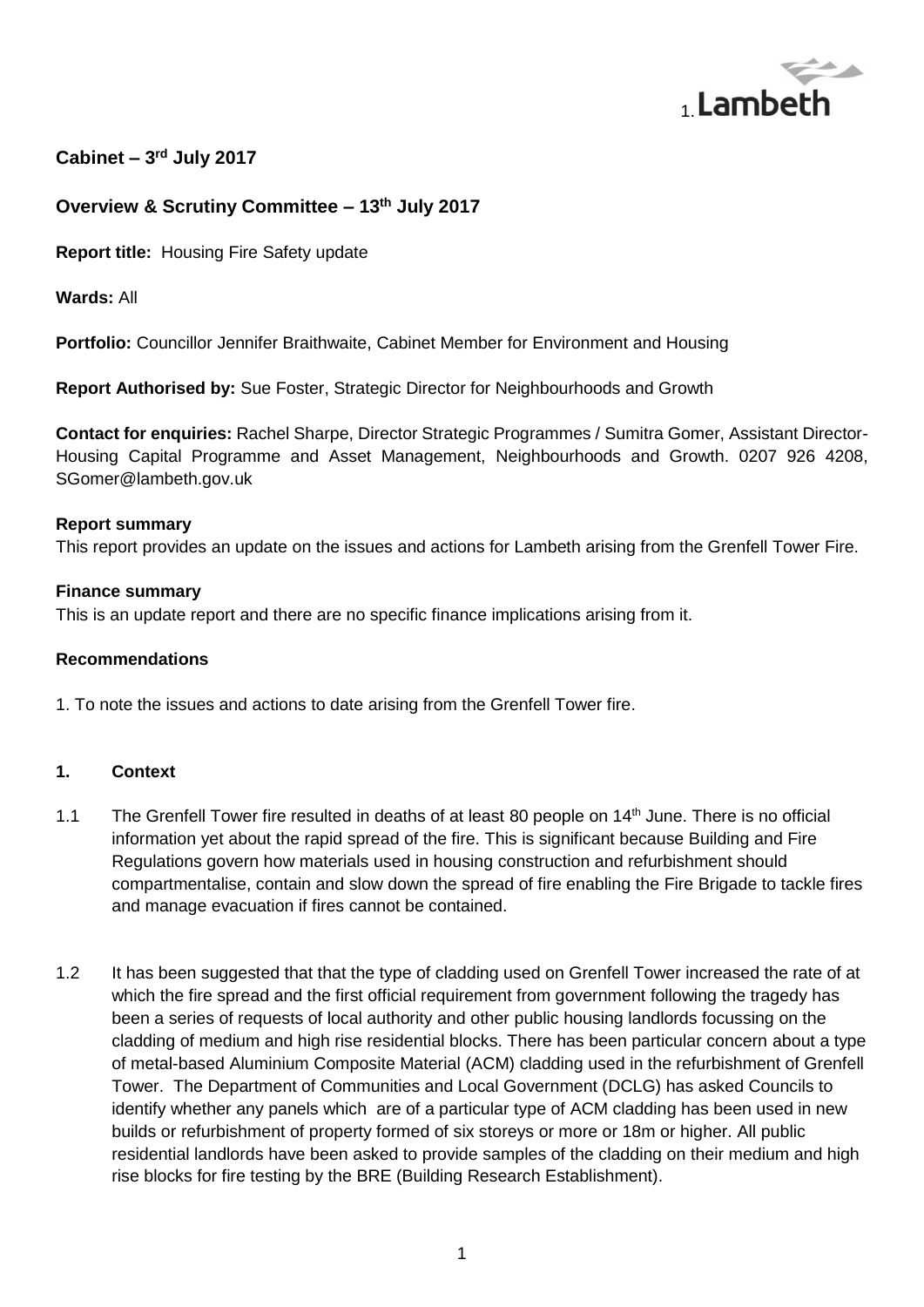Lambeth

**Cabinet – 3rd July 2017**

**Overview & Scrutiny Committee – 13th July 2017**

**Report title:** Housing Fire Safety update

**Wards:** All

**Portfolio:** Councillor Jennifer Braithwaite, Cabinet Member for Environment and Housing

**Report Authorised by:** Sue Foster, Strategic Director for Neighbourhoods and Growth

**Contact for enquiries:** Rachel Sharpe, Director Strategic Programmes / Sumitra Gomer, Assistant Director- Housing Capital Programme and Asset Management, Neighbourhoods and Growth. 0207 926 4208, SGomer@lambeth.gov.uk

**Report summary**

This report provides an update on the issues and actions for Lambeth arising from the Grenfell Tower Fire.

**Finance summary**

This is an update report and there are no specific finance implications arising from it.

**Recommendations**

1. To note the issues and actions to date arising from the Grenfell Tower fire.

## 1. Context

1.1 The Grenfell Tower fire resulted in deaths of at least 80 people on 14th June. There is no official information yet about the rapid spread of the fire. This is significant because Building and Fire Regulations govern how materials used in housing construction and refurbishment should compartmentalise, contain and slow down the spread of fire enabling the Fire Brigade to tackle fires and manage evacuation if fires cannot be contained.

1.2 It has been suggested that that the type of cladding used on Grenfell Tower increased the rate of at which the fire spread and the first official requirement from government following the tragedy has been a series of requests of local authority and other public housing landlords focussing on the cladding of medium and high rise residential blocks. There has been particular concern about a type of metal-based Aluminium Composite Material (ACM) cladding used in the refurbishment of Grenfell Tower. The Department of Communities and Local Government (DCLG) has asked Councils to identify whether any panels which are of a particular type of ACM cladding has been used in new builds or refurbishment of property formed of six storeys or more or 18m or higher. All public residential landlords have been asked to provide samples of the cladding on their medium and high rise blocks for fire testing by the BRE (Building Research Establishment).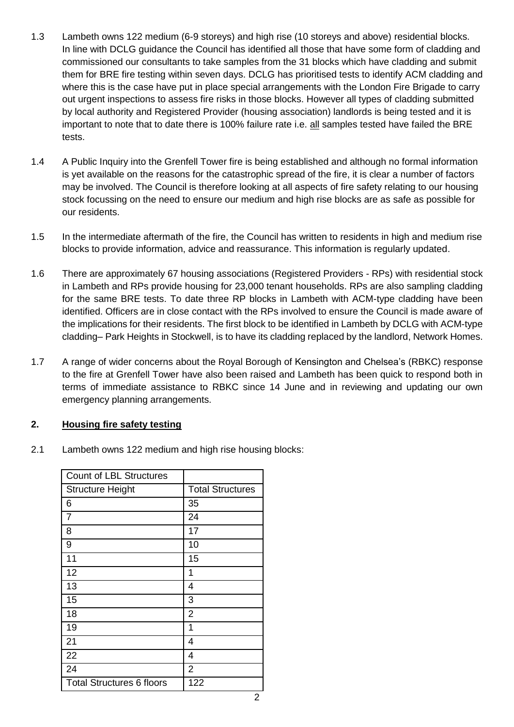1.3 Lambeth owns 122 medium (6-9 storeys) and high rise (10 storeys and above) residential blocks. In line with DCLG guidance the Council has identified all those that have some form of cladding and commissioned our consultants to take samples from the 31 blocks which have cladding and submit them for BRE fire testing within seven days. DCLG has prioritised tests to identify ACM cladding and where this is the case have put in place special arrangements with the London Fire Brigade to carry out urgent inspections to assess fire risks in those blocks. However all types of cladding submitted by local authority and Registered Provider (housing association) landlords is being tested and it is important to note that to date there is 100% failure rate i.e. all samples tested have failed the BRE tests.

1.4 A Public Inquiry into the Grenfell Tower fire is being established and although no formal information is yet available on the reasons for the catastrophic spread of the fire, it is clear a number of factors may be involved. The Council is therefore looking at all aspects of fire safety relating to our housing stock focussing on the need to ensure our medium and high rise blocks are as safe as possible for our residents.

1.5 In the intermediate aftermath of the fire, the Council has written to residents in high and medium rise blocks to provide information, advice and reassurance. This information is regularly updated.

1.6 There are approximately 67 housing associations (Registered Providers - RPs) with residential stock in Lambeth and RPs provide housing for 23,000 tenant households. RPs are also sampling cladding for the same BRE tests. To date three RP blocks in Lambeth with ACM-type cladding have been identified. Officers are in close contact with the RPs involved to ensure the Council is made aware of the implications for their residents. The first block to be identified in Lambeth by DCLG with ACM-type cladding– Park Heights in Stockwell, is to have its cladding replaced by the landlord, Network Homes.

1.7 A range of wider concerns about the Royal Borough of Kensington and Chelsea's (RBKC) response to the fire at Grenfell Tower have also been raised and Lambeth has been quick to respond both in terms of immediate assistance to RBKC since 14 June and in reviewing and updating our own emergency planning arrangements.

## 2. Housing fire safety testing

2.1 Lambeth owns 122 medium and high rise housing blocks:

| Count of LBL Structures | |
|---|---|
| Structure Height | Total Structures |
| 6 | 35 |
| 7 | 24 |
| 8 | 17 |
| 9 | 10 |
| 11 | 15 |
| 12 | 1 |
| 13 | 4 |
| 15 | 3 |
| 18 | 2 |
| 19 | 1 |
| 21 | 4 |
| 22 | 4 |
| 24 | 2 |
| Total Structures 6 floors | 122 |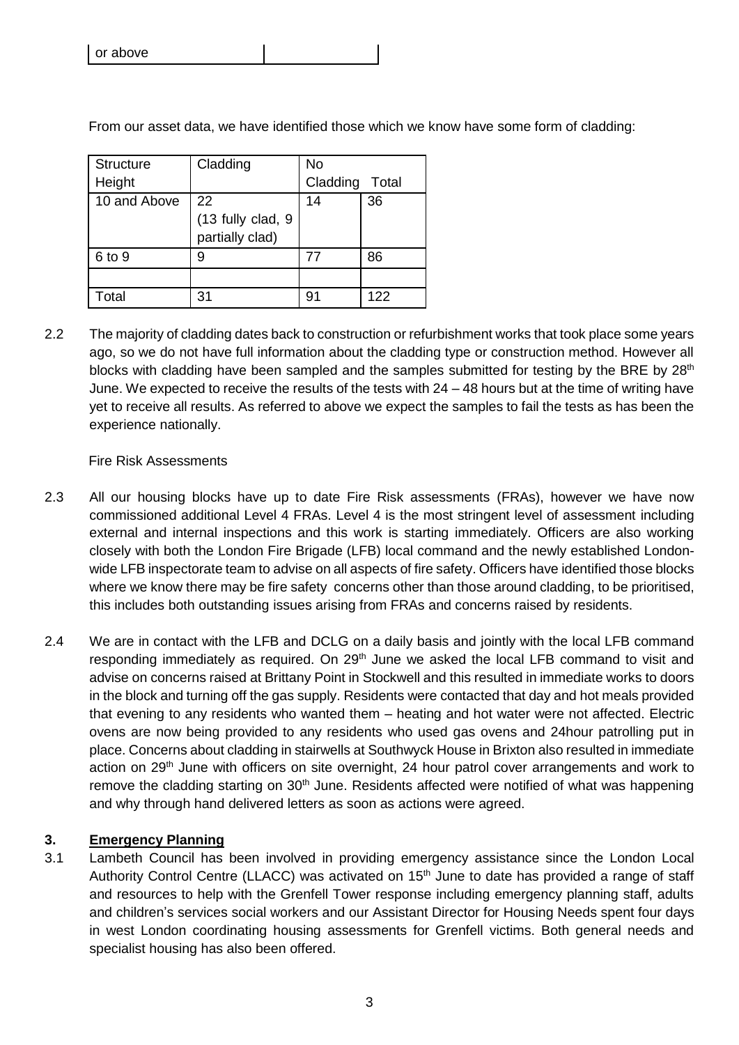| or above | |
|---|---|

From our asset data, we have identified those which we know have some form of cladding:

| Structure Height | Cladding | No Cladding | Total |
|---|---|---|---|
| 10 and Above | 22 (13 fully clad, 9 partially clad) | 14 | 36 |
| 6 to 9 | 9 | 77 | 86 |
| | | | |
| Total | 31 | 91 | 122 |

2.2 The majority of cladding dates back to construction or refurbishment works that took place some years ago, so we do not have full information about the cladding type or construction method. However all blocks with cladding have been sampled and the samples submitted for testing by the BRE by 28th June. We expected to receive the results of the tests with 24 – 48 hours but at the time of writing have yet to receive all results. As referred to above we expect the samples to fail the tests as has been the experience nationally.

Fire Risk Assessments

2.3 All our housing blocks have up to date Fire Risk assessments (FRAs), however we have now commissioned additional Level 4 FRAs. Level 4 is the most stringent level of assessment including external and internal inspections and this work is starting immediately. Officers are also working closely with both the London Fire Brigade (LFB) local command and the newly established London-wide LFB inspectorate team to advise on all aspects of fire safety. Officers have identified those blocks where we know there may be fire safety concerns other than those around cladding, to be prioritised, this includes both outstanding issues arising from FRAs and concerns raised by residents.

2.4 We are in contact with the LFB and DCLG on a daily basis and jointly with the local LFB command responding immediately as required. On 29th June we asked the local LFB command to visit and advise on concerns raised at Brittany Point in Stockwell and this resulted in immediate works to doors in the block and turning off the gas supply. Residents were contacted that day and hot meals provided that evening to any residents who wanted them – heating and hot water were not affected. Electric ovens are now being provided to any residents who used gas ovens and 24hour patrolling put in place. Concerns about cladding in stairwells at Southwyck House in Brixton also resulted in immediate action on 29th June with officers on site overnight, 24 hour patrol cover arrangements and work to remove the cladding starting on 30th June. Residents affected were notified of what was happening and why through hand delivered letters as soon as actions were agreed.

## 3. Emergency Planning

3.1 Lambeth Council has been involved in providing emergency assistance since the London Local Authority Control Centre (LLACC) was activated on 15th June to date has provided a range of staff and resources to help with the Grenfell Tower response including emergency planning staff, adults and children's services social workers and our Assistant Director for Housing Needs spent four days in west London coordinating housing assessments for Grenfell victims. Both general needs and specialist housing has also been offered.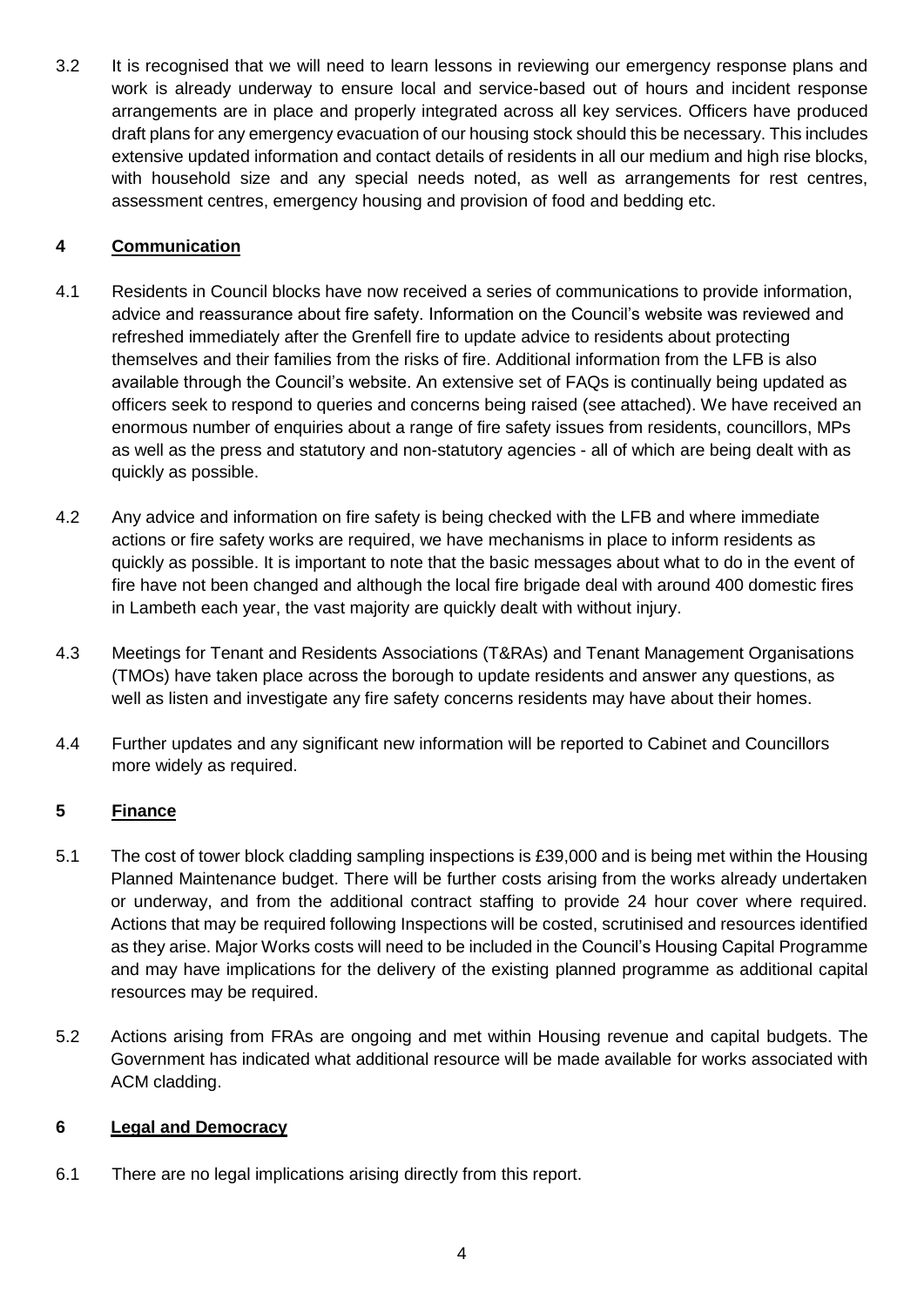3.2 It is recognised that we will need to learn lessons in reviewing our emergency response plans and work is already underway to ensure local and service-based out of hours and incident response arrangements are in place and properly integrated across all key services. Officers have produced draft plans for any emergency evacuation of our housing stock should this be necessary. This includes extensive updated information and contact details of residents in all our medium and high rise blocks, with household size and any special needs noted, as well as arrangements for rest centres, assessment centres, emergency housing and provision of food and bedding etc.

## 4 Communication

4.1 Residents in Council blocks have now received a series of communications to provide information, advice and reassurance about fire safety. Information on the Council's website was reviewed and refreshed immediately after the Grenfell fire to update advice to residents about protecting themselves and their families from the risks of fire. Additional information from the LFB is also available through the Council's website. An extensive set of FAQs is continually being updated as officers seek to respond to queries and concerns being raised (see attached). We have received an enormous number of enquiries about a range of fire safety issues from residents, councillors, MPs as well as the press and statutory and non-statutory agencies - all of which are being dealt with as quickly as possible.

4.2 Any advice and information on fire safety is being checked with the LFB and where immediate actions or fire safety works are required, we have mechanisms in place to inform residents as quickly as possible. It is important to note that the basic messages about what to do in the event of fire have not been changed and although the local fire brigade deal with around 400 domestic fires in Lambeth each year, the vast majority are quickly dealt with without injury.

4.3 Meetings for Tenant and Residents Associations (T&RAs) and Tenant Management Organisations (TMOs) have taken place across the borough to update residents and answer any questions, as well as listen and investigate any fire safety concerns residents may have about their homes.

4.4 Further updates and any significant new information will be reported to Cabinet and Councillors more widely as required.

## 5 Finance

5.1 The cost of tower block cladding sampling inspections is £39,000 and is being met within the Housing Planned Maintenance budget. There will be further costs arising from the works already undertaken or underway, and from the additional contract staffing to provide 24 hour cover where required. Actions that may be required following Inspections will be costed, scrutinised and resources identified as they arise. Major Works costs will need to be included in the Council's Housing Capital Programme and may have implications for the delivery of the existing planned programme as additional capital resources may be required.

5.2 Actions arising from FRAs are ongoing and met within Housing revenue and capital budgets. The Government has indicated what additional resource will be made available for works associated with ACM cladding.

## 6 Legal and Democracy

6.1 There are no legal implications arising directly from this report.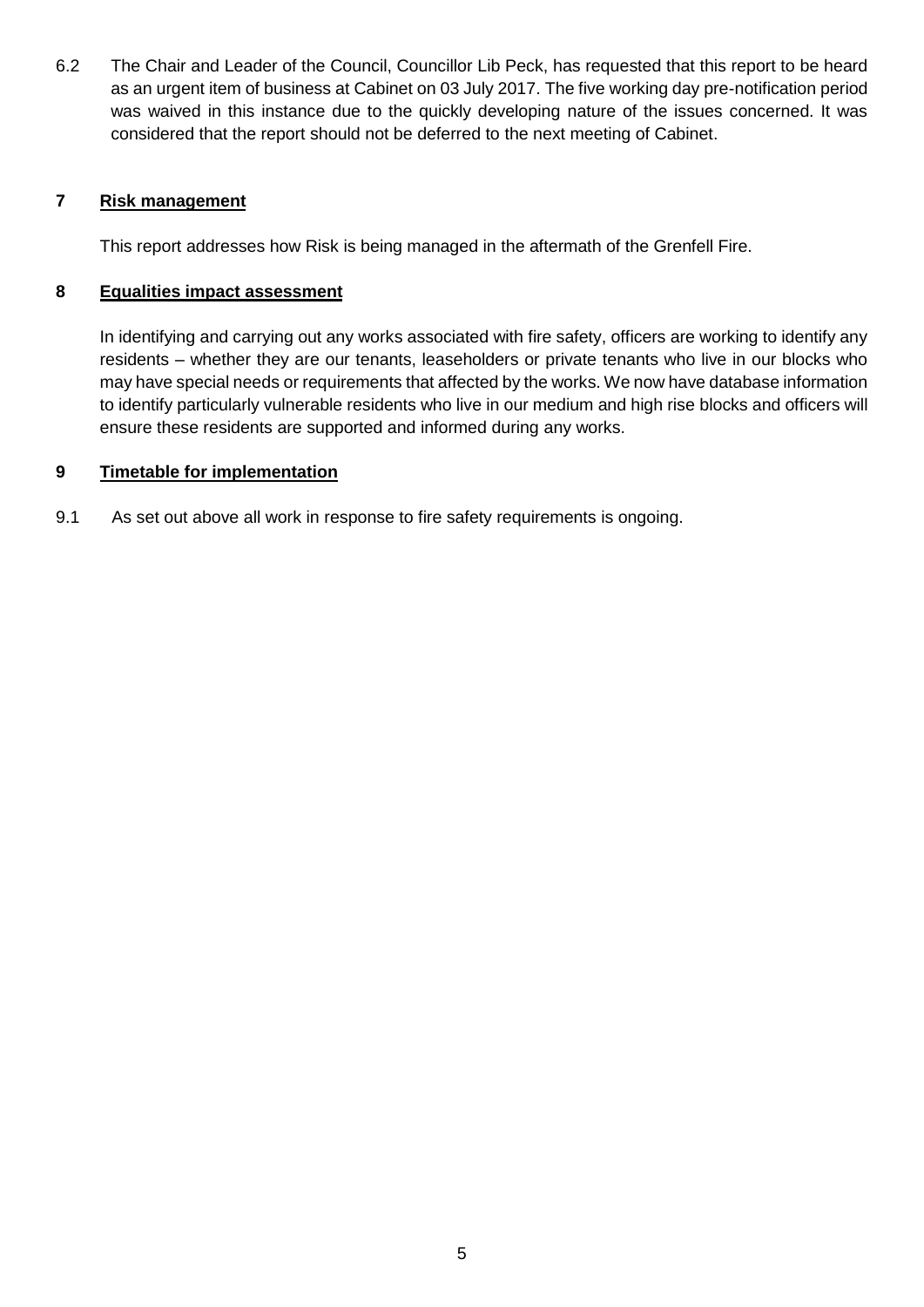6.2 The Chair and Leader of the Council, Councillor Lib Peck, has requested that this report to be heard as an urgent item of business at Cabinet on 03 July 2017. The five working day pre-notification period was waived in this instance due to the quickly developing nature of the issues concerned. It was considered that the report should not be deferred to the next meeting of Cabinet.

## 7 Risk management

This report addresses how Risk is being managed in the aftermath of the Grenfell Fire.

## 8 Equalities impact assessment

In identifying and carrying out any works associated with fire safety, officers are working to identify any residents – whether they are our tenants, leaseholders or private tenants who live in our blocks who may have special needs or requirements that affected by the works. We now have database information to identify particularly vulnerable residents who live in our medium and high rise blocks and officers will ensure these residents are supported and informed during any works.

## 9 Timetable for implementation

9.1 As set out above all work in response to fire safety requirements is ongoing.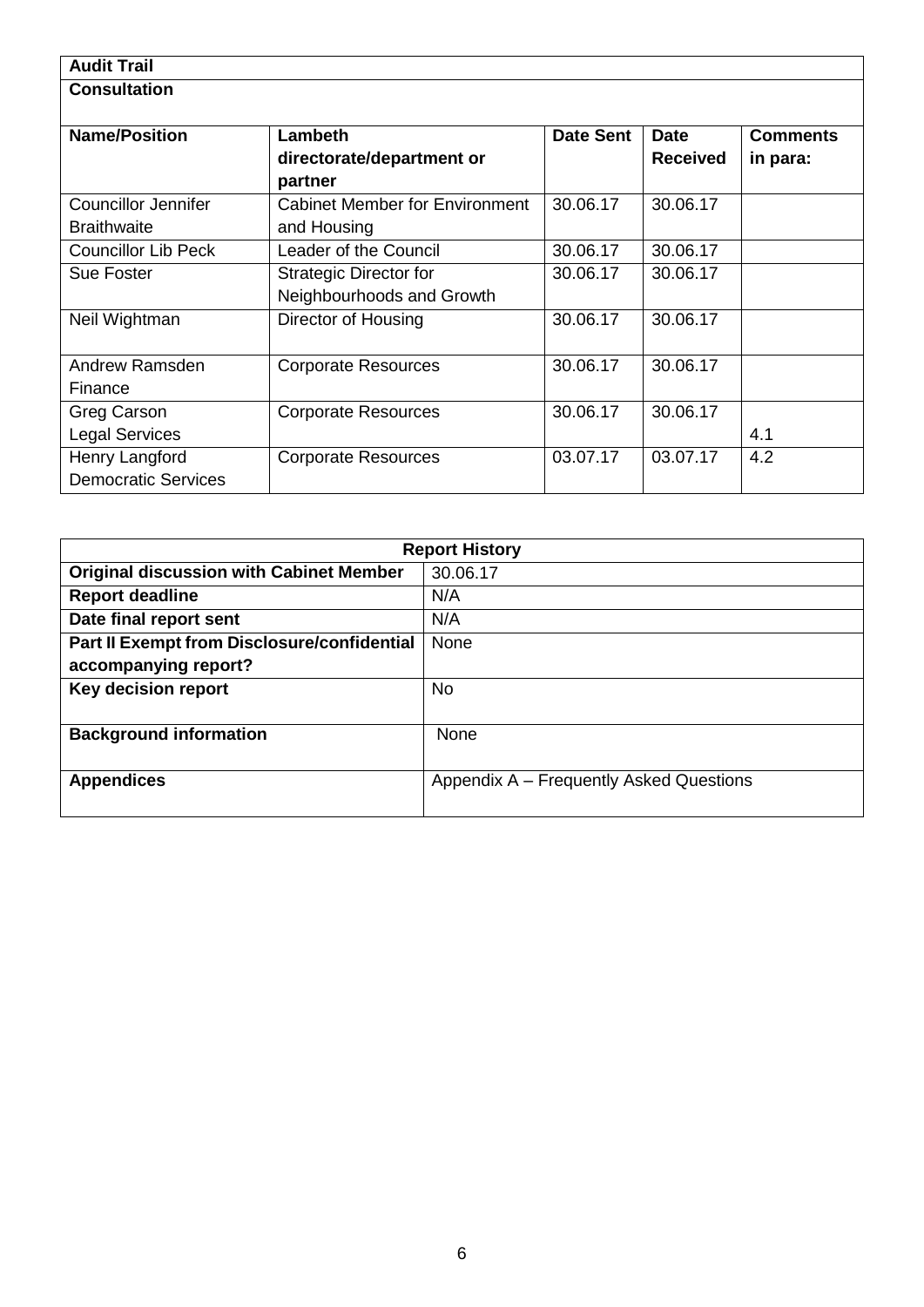**Audit Trail**

**Consultation**

| Name/Position | Lambeth directorate/department or partner | Date Sent | Date Received | Comments in para: |
|---|---|---|---|---|
| Councillor Jennifer Braithwaite | Cabinet Member for Environment and Housing | 30.06.17 | 30.06.17 | |
| Councillor Lib Peck | Leader of the Council | 30.06.17 | 30.06.17 | |
| Sue Foster | Strategic Director for Neighbourhoods and Growth | 30.06.17 | 30.06.17 | |
| Neil Wightman | Director of Housing | 30.06.17 | 30.06.17 | |
| Andrew Ramsden Finance | Corporate Resources | 30.06.17 | 30.06.17 | |
| Greg Carson Legal Services | Corporate Resources | 30.06.17 | 30.06.17 | 4.1 |
| Henry Langford Democratic Services | Corporate Resources | 03.07.17 | 03.07.17 | 4.2 |

| Report History | |
|---|---|
| **Original discussion with Cabinet Member** | 30.06.17 |
| **Report deadline** | N/A |
| **Date final report sent** | N/A |
| **Part II Exempt from Disclosure/confidential accompanying report?** | None |
| **Key decision report** | No |
| **Background information** | None |
| **Appendices** | Appendix A – Frequently Asked Questions |